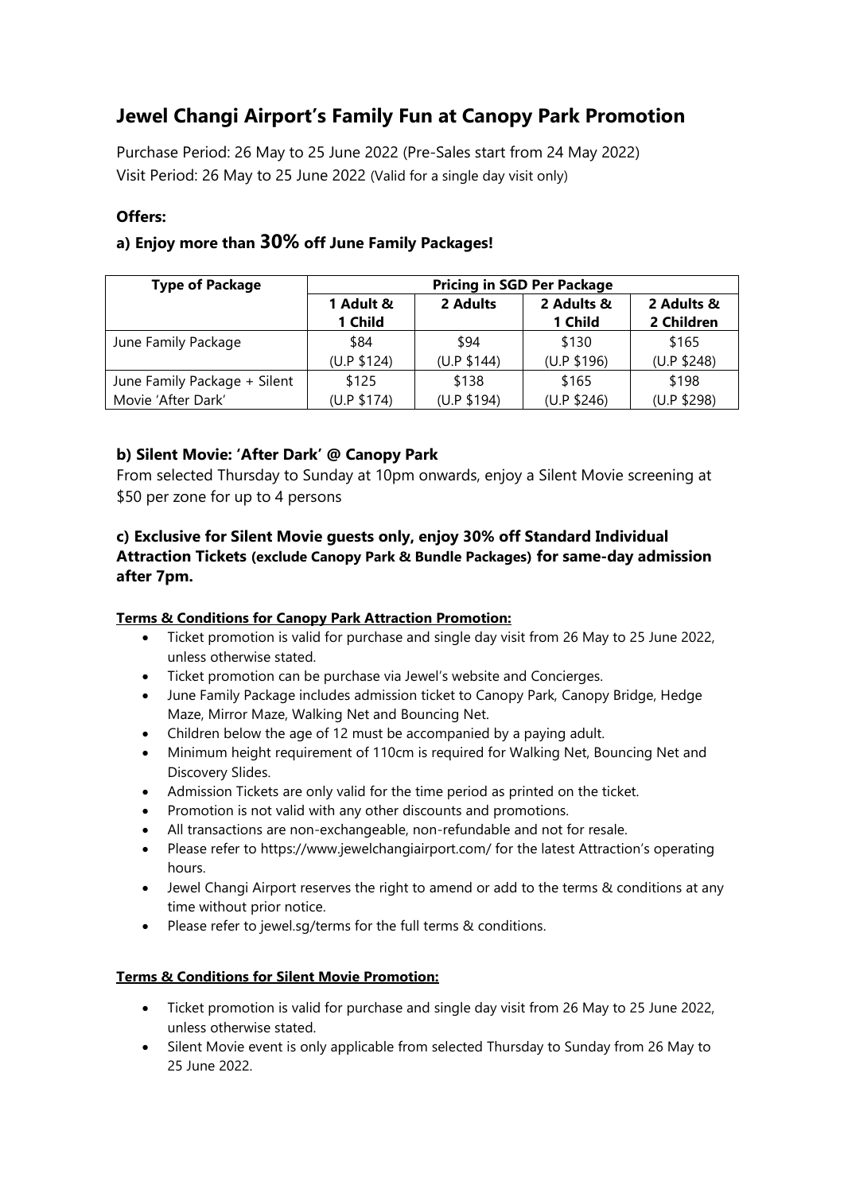# Jewel Changi Airport's Family Fun at Canopy Park Promotion

Purchase Period: 26 May to 25 June 2022 (Pre-Sales start from 24 May 2022)
Visit Period: 26 May to 25 June 2022 (Valid for a single day visit only)

**Offers:**

### a) Enjoy more than 30% off June Family Packages!

| Type of Package | Pricing in SGD Per Package | | | |
|---|---|---|---|---|
| | 1 Adult & 1 Child | 2 Adults | 2 Adults & 1 Child | 2 Adults & 2 Children |
| June Family Package | $84 (U.P $124) | $94 (U.P $144) | $130 (U.P $196) | $165 (U.P $248) |
| June Family Package + Silent Movie 'After Dark' | $125 (U.P $174) | $138 (U.P $194) | $165 (U.P $246) | $198 (U.P $298) |

### b) Silent Movie: 'After Dark' @ Canopy Park

From selected Thursday to Sunday at 10pm onwards, enjoy a Silent Movie screening at $50 per zone for up to 4 persons

### c) Exclusive for Silent Movie guests only, enjoy 30% off Standard Individual Attraction Tickets (exclude Canopy Park & Bundle Packages) for same-day admission after 7pm.

**Terms & Conditions for Canopy Park Attraction Promotion:**

- Ticket promotion is valid for purchase and single day visit from 26 May to 25 June 2022, unless otherwise stated.
- Ticket promotion can be purchase via Jewel's website and Concierges.
- June Family Package includes admission ticket to Canopy Park, Canopy Bridge, Hedge Maze, Mirror Maze, Walking Net and Bouncing Net.
- Children below the age of 12 must be accompanied by a paying adult.
- Minimum height requirement of 110cm is required for Walking Net, Bouncing Net and Discovery Slides.
- Admission Tickets are only valid for the time period as printed on the ticket.
- Promotion is not valid with any other discounts and promotions.
- All transactions are non-exchangeable, non-refundable and not for resale.
- Please refer to https://www.jewelchangiairport.com/ for the latest Attraction's operating hours.
- Jewel Changi Airport reserves the right to amend or add to the terms & conditions at any time without prior notice.
- Please refer to jewel.sg/terms for the full terms & conditions.

**Terms & Conditions for Silent Movie Promotion:**

- Ticket promotion is valid for purchase and single day visit from 26 May to 25 June 2022, unless otherwise stated.
- Silent Movie event is only applicable from selected Thursday to Sunday from 26 May to 25 June 2022.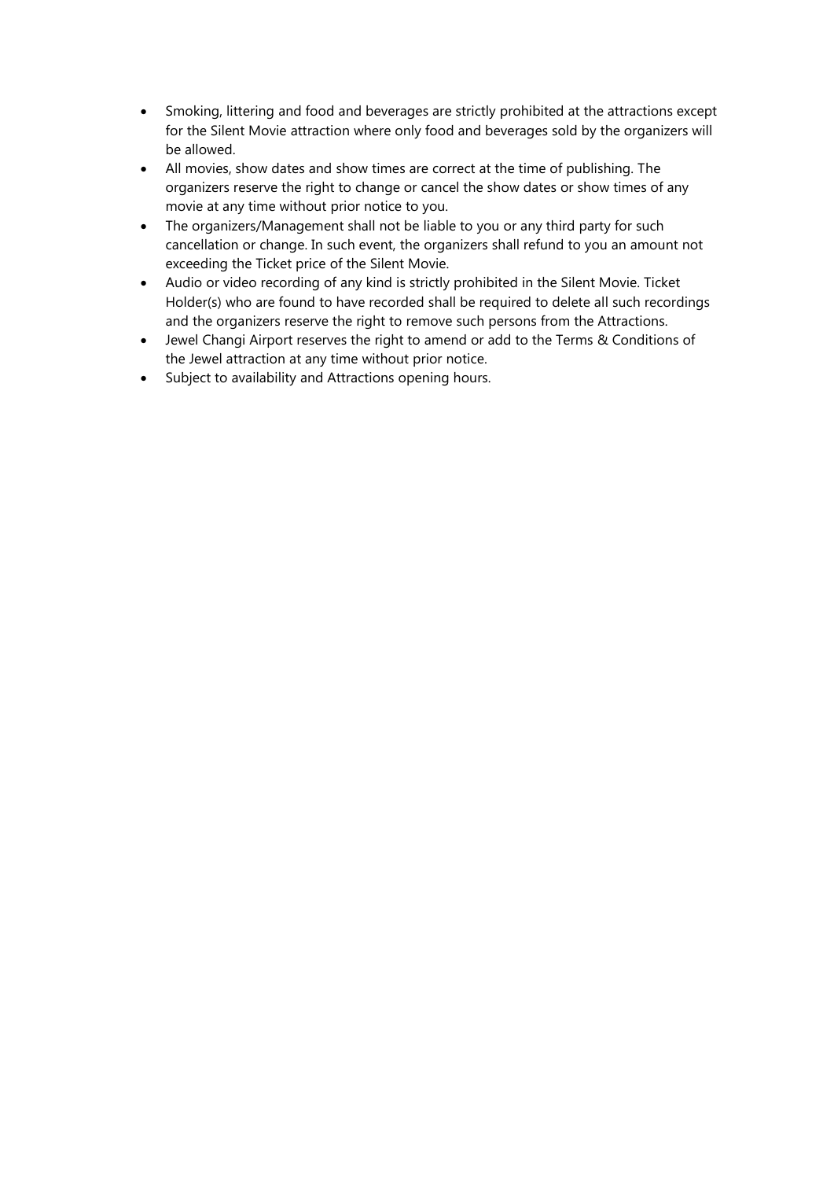- Smoking, littering and food and beverages are strictly prohibited at the attractions except for the Silent Movie attraction where only food and beverages sold by the organizers will be allowed.
- All movies, show dates and show times are correct at the time of publishing. The organizers reserve the right to change or cancel the show dates or show times of any movie at any time without prior notice to you.
- The organizers/Management shall not be liable to you or any third party for such cancellation or change. In such event, the organizers shall refund to you an amount not exceeding the Ticket price of the Silent Movie.
- Audio or video recording of any kind is strictly prohibited in the Silent Movie. Ticket Holder(s) who are found to have recorded shall be required to delete all such recordings and the organizers reserve the right to remove such persons from the Attractions.
- Jewel Changi Airport reserves the right to amend or add to the Terms & Conditions of the Jewel attraction at any time without prior notice.
- Subject to availability and Attractions opening hours.